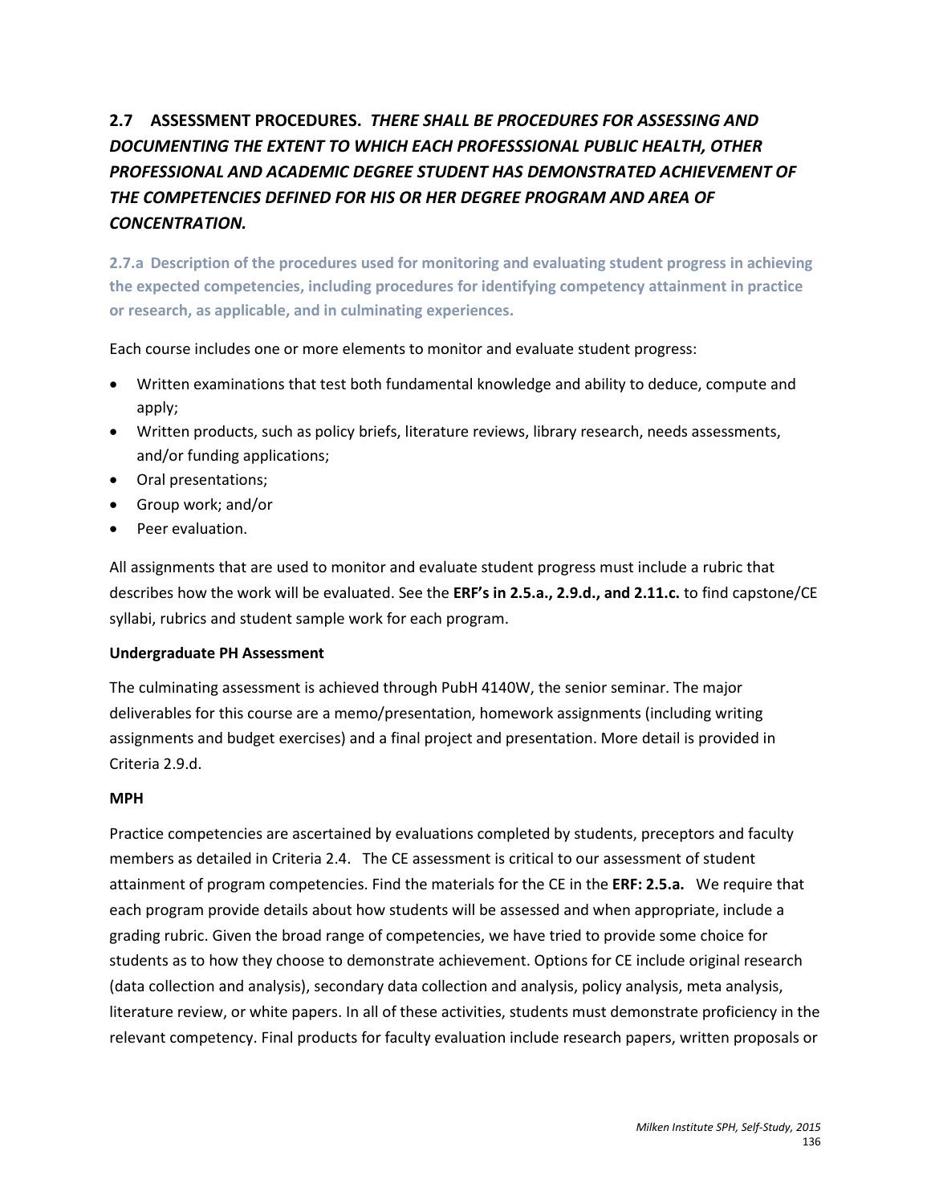## 2.7 ASSESSMENT PROCEDURES. *THERE SHALL BE PROCEDURES FOR ASSESSING AND DOCUMENTING THE EXTENT TO WHICH EACH PROFESSSIONAL PUBLIC HEALTH, OTHER PROFESSIONAL AND ACADEMIC DEGREE STUDENT HAS DEMONSTRATED ACHIEVEMENT OF THE COMPETENCIES DEFINED FOR HIS OR HER DEGREE PROGRAM AND AREA OF CONCENTRATION.*

### 2.7.a Description of the procedures used for monitoring and evaluating student progress in achieving the expected competencies, including procedures for identifying competency attainment in practice or research, as applicable, and in culminating experiences.

Each course includes one or more elements to monitor and evaluate student progress:

- Written examinations that test both fundamental knowledge and ability to deduce, compute and apply;
- Written products, such as policy briefs, literature reviews, library research, needs assessments, and/or funding applications;
- Oral presentations;
- Group work; and/or
- Peer evaluation.

All assignments that are used to monitor and evaluate student progress must include a rubric that describes how the work will be evaluated. See the **ERF's in 2.5.a., 2.9.d., and 2.11.c.** to find capstone/CE syllabi, rubrics and student sample work for each program.

**Undergraduate PH Assessment**

The culminating assessment is achieved through PubH 4140W, the senior seminar. The major deliverables for this course are a memo/presentation, homework assignments (including writing assignments and budget exercises) and a final project and presentation. More detail is provided in Criteria 2.9.d.

**MPH**

Practice competencies are ascertained by evaluations completed by students, preceptors and faculty members as detailed in Criteria 2.4. The CE assessment is critical to our assessment of student attainment of program competencies. Find the materials for the CE in the **ERF: 2.5.a.** We require that each program provide details about how students will be assessed and when appropriate, include a grading rubric. Given the broad range of competencies, we have tried to provide some choice for students as to how they choose to demonstrate achievement. Options for CE include original research (data collection and analysis), secondary data collection and analysis, policy analysis, meta analysis, literature review, or white papers. In all of these activities, students must demonstrate proficiency in the relevant competency. Final products for faculty evaluation include research papers, written proposals or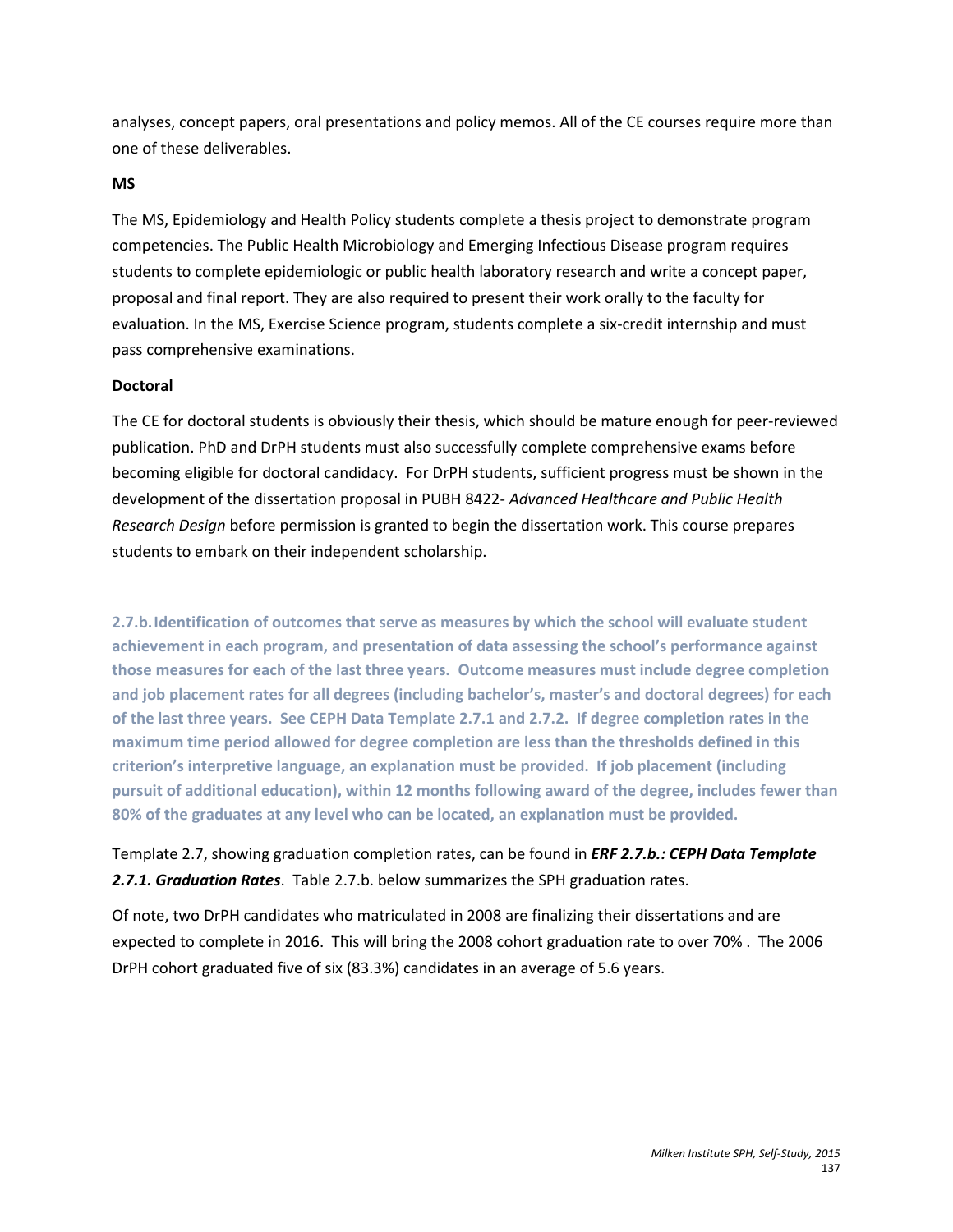analyses, concept papers, oral presentations and policy memos. All of the CE courses require more than one of these deliverables.

**MS**

The MS, Epidemiology and Health Policy students complete a thesis project to demonstrate program competencies. The Public Health Microbiology and Emerging Infectious Disease program requires students to complete epidemiologic or public health laboratory research and write a concept paper, proposal and final report. They are also required to present their work orally to the faculty for evaluation. In the MS, Exercise Science program, students complete a six-credit internship and must pass comprehensive examinations.

**Doctoral**

The CE for doctoral students is obviously their thesis, which should be mature enough for peer-reviewed publication. PhD and DrPH students must also successfully complete comprehensive exams before becoming eligible for doctoral candidacy. For DrPH students, sufficient progress must be shown in the development of the dissertation proposal in PUBH 8422- *Advanced Healthcare and Public Health Research Design* before permission is granted to begin the dissertation work. This course prepares students to embark on their independent scholarship.

**2.7.b. Identification of outcomes that serve as measures by which the school will evaluate student achievement in each program, and presentation of data assessing the school's performance against those measures for each of the last three years. Outcome measures must include degree completion and job placement rates for all degrees (including bachelor's, master's and doctoral degrees) for each of the last three years. See CEPH Data Template 2.7.1 and 2.7.2. If degree completion rates in the maximum time period allowed for degree completion are less than the thresholds defined in this criterion's interpretive language, an explanation must be provided. If job placement (including pursuit of additional education), within 12 months following award of the degree, includes fewer than 80% of the graduates at any level who can be located, an explanation must be provided.**

Template 2.7, showing graduation completion rates, can be found in ***ERF 2.7.b.: CEPH Data Template 2.7.1. Graduation Rates***. Table 2.7.b. below summarizes the SPH graduation rates.

Of note, two DrPH candidates who matriculated in 2008 are finalizing their dissertations and are expected to complete in 2016. This will bring the 2008 cohort graduation rate to over 70% . The 2006 DrPH cohort graduated five of six (83.3%) candidates in an average of 5.6 years.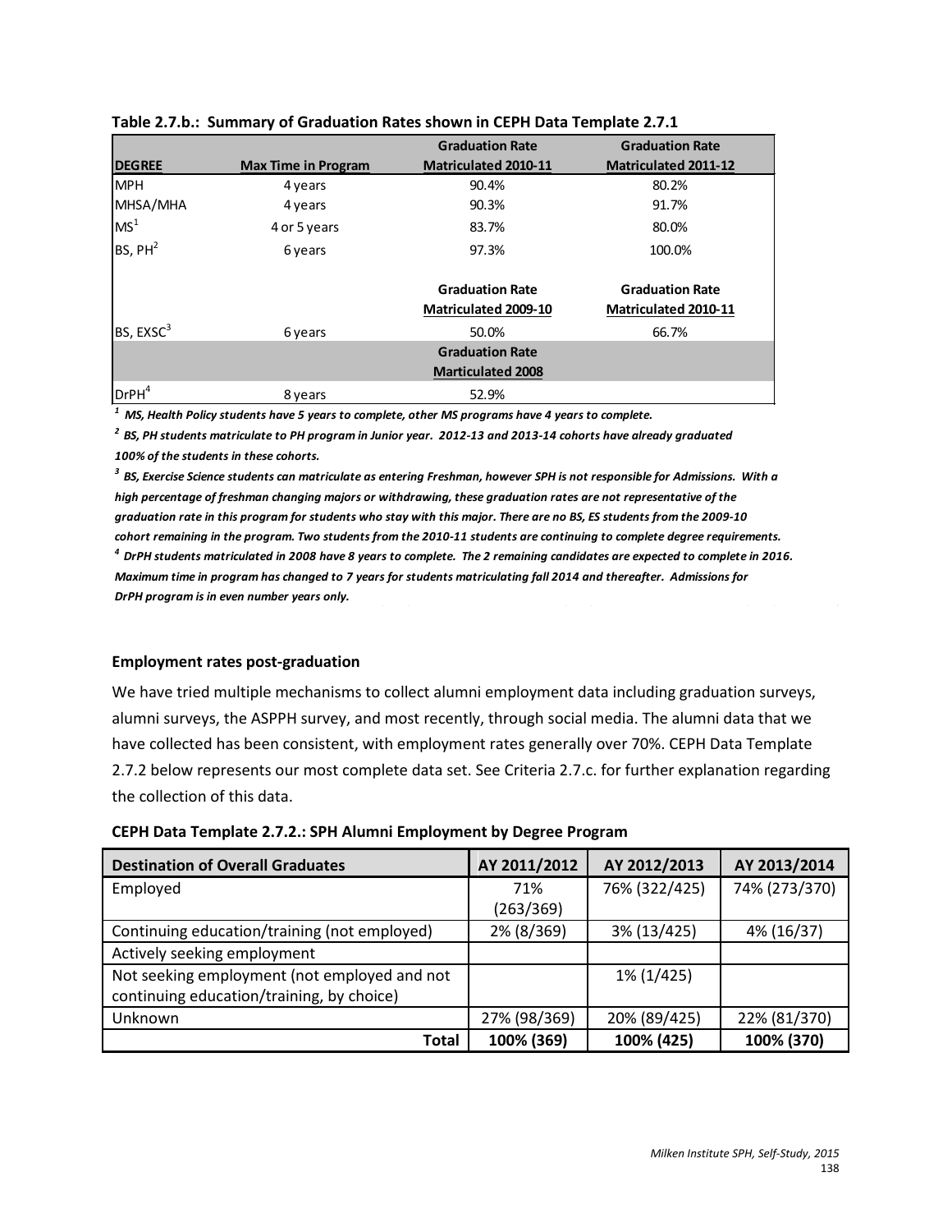**Table 2.7.b.: Summary of Graduation Rates shown in CEPH Data Template 2.7.1**

| DEGREE | Max Time in Program | Graduation Rate Matriculated 2010-11 | Graduation Rate Matriculated 2011-12 |
|---|---|---|---|
| MPH | 4 years | 90.4% | 80.2% |
| MHSA/MHA | 4 years | 90.3% | 91.7% |
| MS[1] | 4 or 5 years | 83.7% | 80.0% |
| BS, PH[2] | 6 years | 97.3% | 100.0% |
| | | **Graduation Rate Matriculated 2009-10** | **Graduation Rate Matriculated 2010-11** |
| BS, EXSC[3] | 6 years | 50.0% | 66.7% |
| | | **Graduation Rate Marticulated 2008** | |
| DrPH[4] | 8 years | 52.9% | |

***[1] MS, Health Policy students have 5 years to complete, other MS programs have 4 years to complete.***

***[2] BS, PH students matriculate to PH program in Junior year. 2012-13 and 2013-14 cohorts have already graduated 100% of the students in these cohorts.***

***[3] BS, Exercise Science students can matriculate as entering Freshman, however SPH is not responsible for Admissions. With a high percentage of freshman changing majors or withdrawing, these graduation rates are not representative of the graduation rate in this program for students who stay with this major. There are no BS, ES students from the 2009-10 cohort remaining in the program. Two students from the 2010-11 students are continuing to complete degree requirements.***

***[4] DrPH students matriculated in 2008 have 8 years to complete. The 2 remaining candidates are expected to complete in 2016. Maximum time in program has changed to 7 years for students matriculating fall 2014 and thereafter. Admissions for DrPH program is in even number years only.***

**Employment rates post-graduation**

We have tried multiple mechanisms to collect alumni employment data including graduation surveys, alumni surveys, the ASPPH survey, and most recently, through social media. The alumni data that we have collected has been consistent, with employment rates generally over 70%. CEPH Data Template 2.7.2 below represents our most complete data set. See Criteria 2.7.c. for further explanation regarding the collection of this data.

**CEPH Data Template 2.7.2.: SPH Alumni Employment by Degree Program**

| Destination of Overall Graduates | AY 2011/2012 | AY 2012/2013 | AY 2013/2014 |
|---|---|---|---|
| Employed | 71% (263/369) | 76% (322/425) | 74% (273/370) |
| Continuing education/training (not employed) | 2% (8/369) | 3% (13/425) | 4% (16/37) |
| Actively seeking employment | | | |
| Not seeking employment (not employed and not continuing education/training, by choice) | | 1% (1/425) | |
| Unknown | 27% (98/369) | 20% (89/425) | 22% (81/370) |
| **Total** | **100% (369)** | **100% (425)** | **100% (370)** |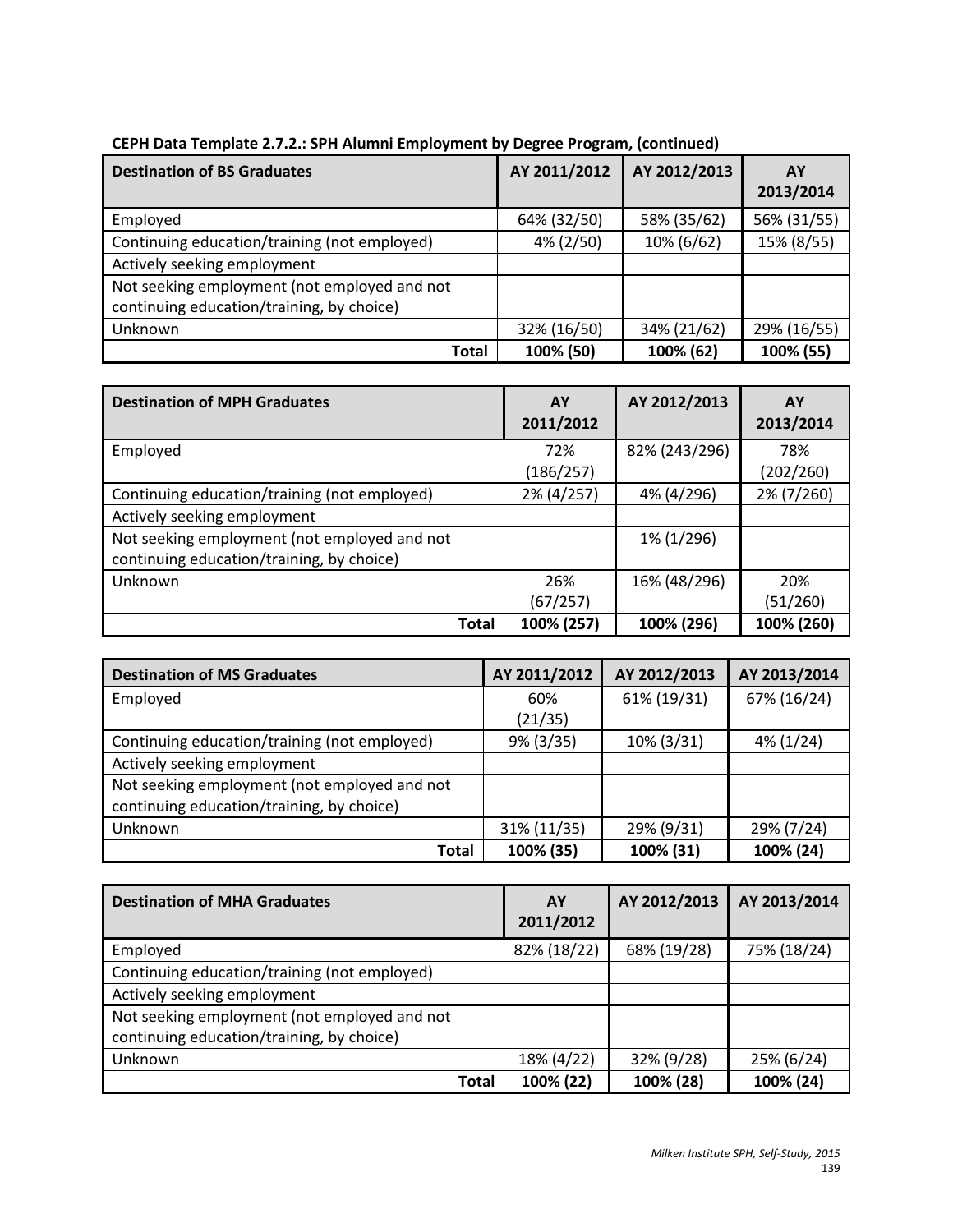**CEPH Data Template 2.7.2.: SPH Alumni Employment by Degree Program, (continued)**

| Destination of BS Graduates | AY 2011/2012 | AY 2012/2013 | AY 2013/2014 |
|---|---|---|---|
| Employed | 64% (32/50) | 58% (35/62) | 56% (31/55) |
| Continuing education/training (not employed) | 4% (2/50) | 10% (6/62) | 15% (8/55) |
| Actively seeking employment | | | |
| Not seeking employment (not employed and not continuing education/training, by choice) | | | |
| Unknown | 32% (16/50) | 34% (21/62) | 29% (16/55) |
| **Total** | **100% (50)** | **100% (62)** | **100% (55)** |

| Destination of MPH Graduates | AY 2011/2012 | AY 2012/2013 | AY 2013/2014 |
|---|---|---|---|
| Employed | 72% (186/257) | 82% (243/296) | 78% (202/260) |
| Continuing education/training (not employed) | 2% (4/257) | 4% (4/296) | 2% (7/260) |
| Actively seeking employment | | | |
| Not seeking employment (not employed and not continuing education/training, by choice) | | 1% (1/296) | |
| Unknown | 26% (67/257) | 16% (48/296) | 20% (51/260) |
| **Total** | **100% (257)** | **100% (296)** | **100% (260)** |

| Destination of MS Graduates | AY 2011/2012 | AY 2012/2013 | AY 2013/2014 |
|---|---|---|---|
| Employed | 60% (21/35) | 61% (19/31) | 67% (16/24) |
| Continuing education/training (not employed) | 9% (3/35) | 10% (3/31) | 4% (1/24) |
| Actively seeking employment | | | |
| Not seeking employment (not employed and not continuing education/training, by choice) | | | |
| Unknown | 31% (11/35) | 29% (9/31) | 29% (7/24) |
| **Total** | **100% (35)** | **100% (31)** | **100% (24)** |

| Destination of MHA Graduates | AY 2011/2012 | AY 2012/2013 | AY 2013/2014 |
|---|---|---|---|
| Employed | 82% (18/22) | 68% (19/28) | 75% (18/24) |
| Continuing education/training (not employed) | | | |
| Actively seeking employment | | | |
| Not seeking employment (not employed and not continuing education/training, by choice) | | | |
| Unknown | 18% (4/22) | 32% (9/28) | 25% (6/24) |
| **Total** | **100% (22)** | **100% (28)** | **100% (24)** |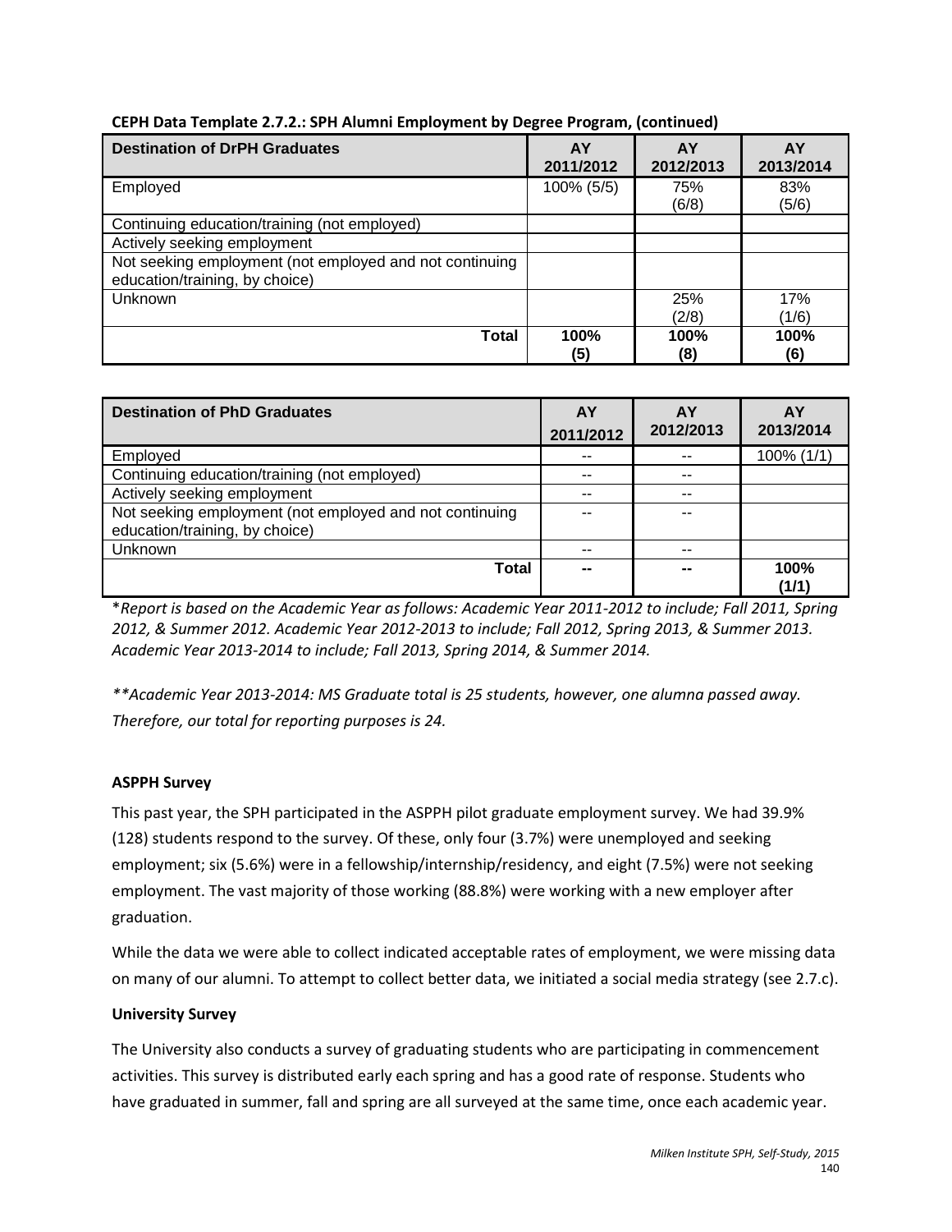**CEPH Data Template 2.7.2.: SPH Alumni Employment by Degree Program, (continued)**

| Destination of DrPH Graduates | AY 2011/2012 | AY 2012/2013 | AY 2013/2014 |
|---|---|---|---|
| Employed | 100% (5/5) | 75% (6/8) | 83% (5/6) |
| Continuing education/training (not employed) | | | |
| Actively seeking employment | | | |
| Not seeking employment (not employed and not continuing education/training, by choice) | | | |
| Unknown | | 25% (2/8) | 17% (1/6) |
| **Total** | **100% (5)** | **100% (8)** | **100% (6)** |

| Destination of PhD Graduates | AY 2011/2012 | AY 2012/2013 | AY 2013/2014 |
|---|---|---|---|
| Employed | -- | -- | 100% (1/1) |
| Continuing education/training (not employed) | -- | -- | |
| Actively seeking employment | -- | -- | |
| Not seeking employment (not employed and not continuing education/training, by choice) | -- | -- | |
| Unknown | -- | -- | |
| **Total** | **--** | **--** | **100% (1/1)** |

*\*Report is based on the Academic Year as follows: Academic Year 2011-2012 to include; Fall 2011, Spring 2012, & Summer 2012. Academic Year 2012-2013 to include; Fall 2012, Spring 2013, & Summer 2013. Academic Year 2013-2014 to include; Fall 2013, Spring 2014, & Summer 2014.*

*\*\*Academic Year 2013-2014: MS Graduate total is 25 students, however, one alumna passed away. Therefore, our total for reporting purposes is 24.*

**ASPPH Survey**

This past year, the SPH participated in the ASPPH pilot graduate employment survey. We had 39.9% (128) students respond to the survey. Of these, only four (3.7%) were unemployed and seeking employment; six (5.6%) were in a fellowship/internship/residency, and eight (7.5%) were not seeking employment. The vast majority of those working (88.8%) were working with a new employer after graduation.

While the data we were able to collect indicated acceptable rates of employment, we were missing data on many of our alumni. To attempt to collect better data, we initiated a social media strategy (see 2.7.c).

**University Survey**

The University also conducts a survey of graduating students who are participating in commencement activities. This survey is distributed early each spring and has a good rate of response. Students who have graduated in summer, fall and spring are all surveyed at the same time, once each academic year.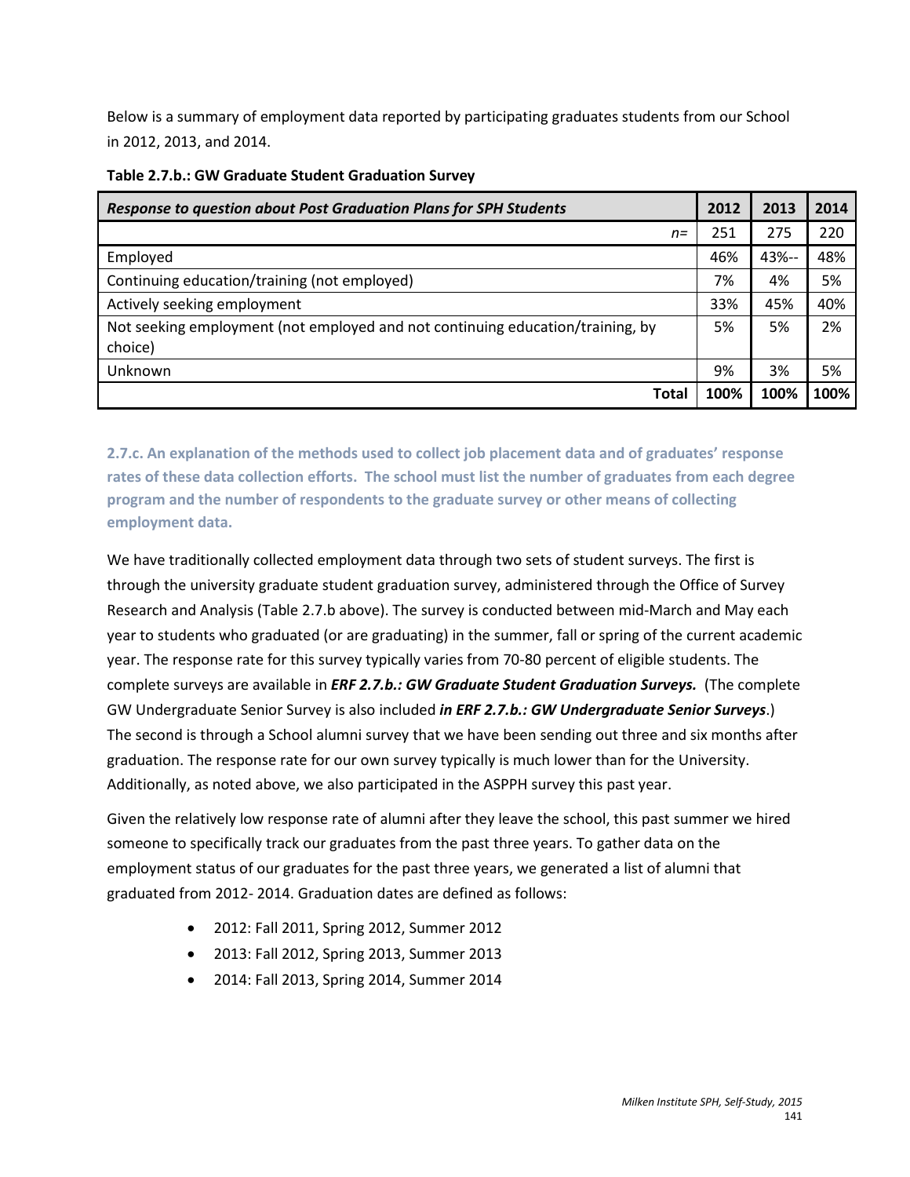Below is a summary of employment data reported by participating graduates students from our School in 2012, 2013, and 2014.

**Table 2.7.b.: GW Graduate Student Graduation Survey**

| ***Response to question about Post Graduation Plans for SPH Students*** | **2012** | **2013** | **2014** |
|---|---|---|---|
| *n=* | 251 | 275 | 220 |
| Employed | 46% | 43%-- | 48% |
| Continuing education/training (not employed) | 7% | 4% | 5% |
| Actively seeking employment | 33% | 45% | 40% |
| Not seeking employment (not employed and not continuing education/training, by choice) | 5% | 5% | 2% |
| Unknown | 9% | 3% | 5% |
| **Total** | **100%** | **100%** | **100%** |

### 2.7.c. An explanation of the methods used to collect job placement data and of graduates' response rates of these data collection efforts. The school must list the number of graduates from each degree program and the number of respondents to the graduate survey or other means of collecting employment data.

We have traditionally collected employment data through two sets of student surveys. The first is through the university graduate student graduation survey, administered through the Office of Survey Research and Analysis (Table 2.7.b above). The survey is conducted between mid-March and May each year to students who graduated (or are graduating) in the summer, fall or spring of the current academic year. The response rate for this survey typically varies from 70-80 percent of eligible students. The complete surveys are available in ***ERF 2.7.b.: GW Graduate Student Graduation Surveys.*** (The complete GW Undergraduate Senior Survey is also included ***in ERF 2.7.b.: GW Undergraduate Senior Surveys***.) The second is through a School alumni survey that we have been sending out three and six months after graduation. The response rate for our own survey typically is much lower than for the University. Additionally, as noted above, we also participated in the ASPPH survey this past year.

Given the relatively low response rate of alumni after they leave the school, this past summer we hired someone to specifically track our graduates from the past three years. To gather data on the employment status of our graduates for the past three years, we generated a list of alumni that graduated from 2012- 2014. Graduation dates are defined as follows:

- 2012: Fall 2011, Spring 2012, Summer 2012
- 2013: Fall 2012, Spring 2013, Summer 2013
- 2014: Fall 2013, Spring 2014, Summer 2014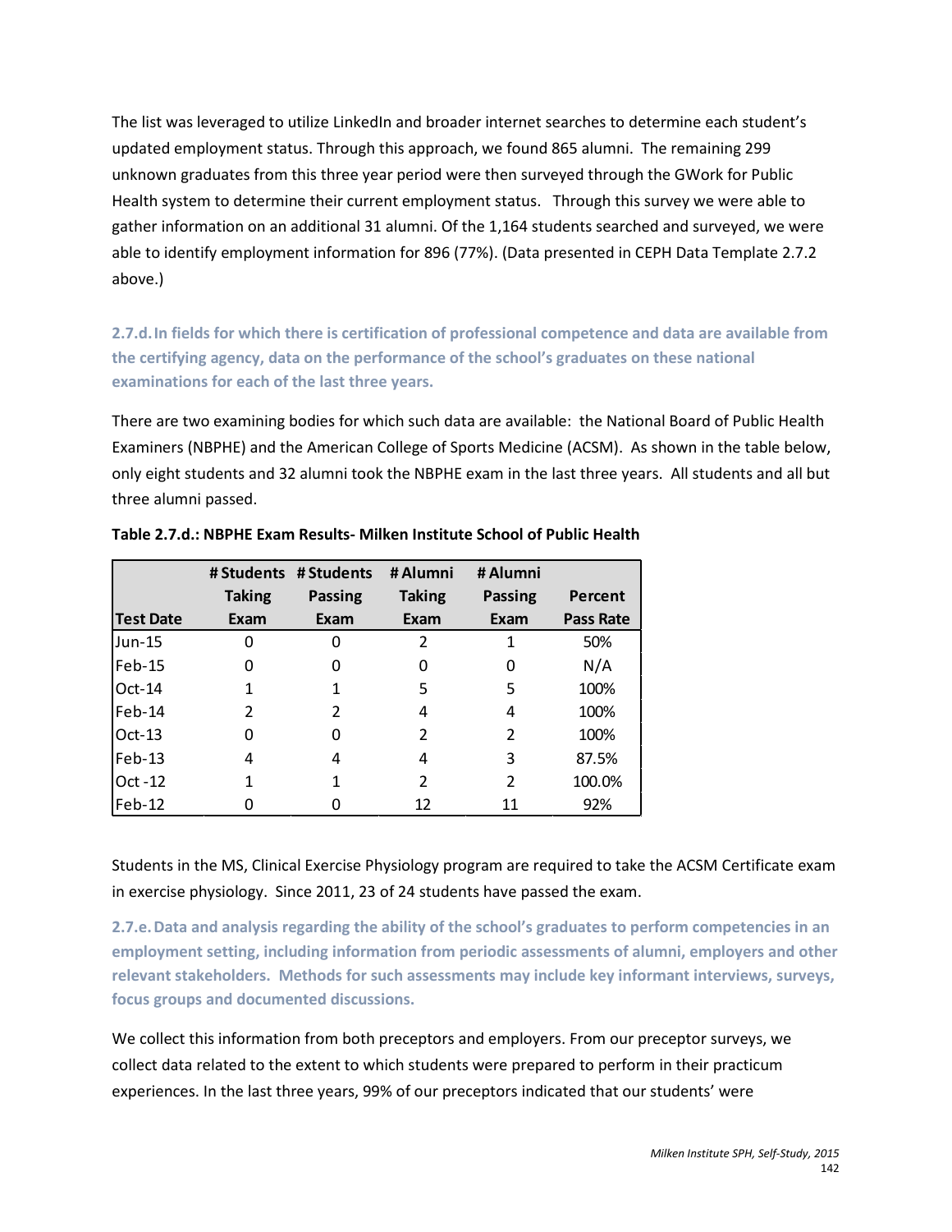The list was leveraged to utilize LinkedIn and broader internet searches to determine each student's updated employment status. Through this approach, we found 865 alumni. The remaining 299 unknown graduates from this three year period were then surveyed through the GWork for Public Health system to determine their current employment status. Through this survey we were able to gather information on an additional 31 alumni. Of the 1,164 students searched and surveyed, we were able to identify employment information for 896 (77%). (Data presented in CEPH Data Template 2.7.2 above.)

### 2.7.d. In fields for which there is certification of professional competence and data are available from the certifying agency, data on the performance of the school's graduates on these national examinations for each of the last three years.

There are two examining bodies for which such data are available: the National Board of Public Health Examiners (NBPHE) and the American College of Sports Medicine (ACSM). As shown in the table below, only eight students and 32 alumni took the NBPHE exam in the last three years. All students and all but three alumni passed.

**Table 2.7.d.: NBPHE Exam Results- Milken Institute School of Public Health**

| Test Date | # Students Taking Exam | # Students Passing Exam | # Alumni Taking Exam | # Alumni Passing Exam | Percent Pass Rate |
|---|---|---|---|---|---|
| Jun-15 | 0 | 0 | 2 | 1 | 50% |
| Feb-15 | 0 | 0 | 0 | 0 | N/A |
| Oct-14 | 1 | 1 | 5 | 5 | 100% |
| Feb-14 | 2 | 2 | 4 | 4 | 100% |
| Oct-13 | 0 | 0 | 2 | 2 | 100% |
| Feb-13 | 4 | 4 | 4 | 3 | 87.5% |
| Oct -12 | 1 | 1 | 2 | 2 | 100.0% |
| Feb-12 | 0 | 0 | 12 | 11 | 92% |

Students in the MS, Clinical Exercise Physiology program are required to take the ACSM Certificate exam in exercise physiology. Since 2011, 23 of 24 students have passed the exam.

### 2.7.e. Data and analysis regarding the ability of the school's graduates to perform competencies in an employment setting, including information from periodic assessments of alumni, employers and other relevant stakeholders. Methods for such assessments may include key informant interviews, surveys, focus groups and documented discussions.

We collect this information from both preceptors and employers. From our preceptor surveys, we collect data related to the extent to which students were prepared to perform in their practicum experiences. In the last three years, 99% of our preceptors indicated that our students' were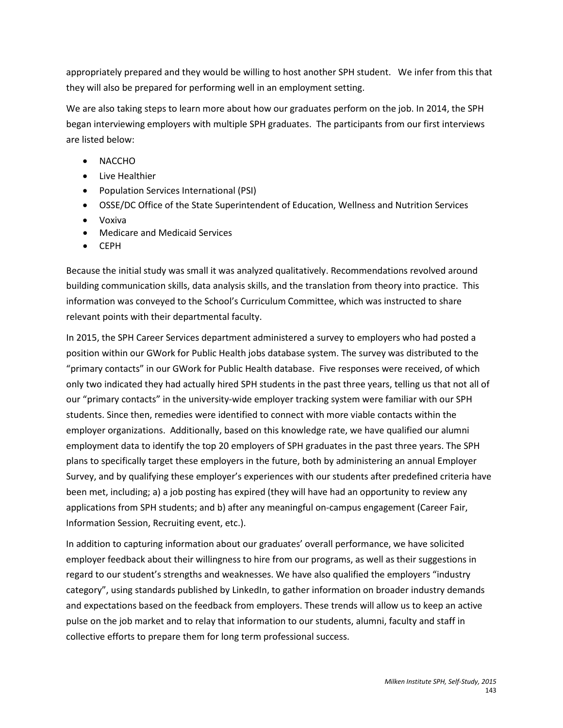appropriately prepared and they would be willing to host another SPH student. We infer from this that they will also be prepared for performing well in an employment setting.

We are also taking steps to learn more about how our graduates perform on the job. In 2014, the SPH began interviewing employers with multiple SPH graduates. The participants from our first interviews are listed below:

- NACCHO
- Live Healthier
- Population Services International (PSI)
- OSSE/DC Office of the State Superintendent of Education, Wellness and Nutrition Services
- Voxiva
- Medicare and Medicaid Services
- CEPH

Because the initial study was small it was analyzed qualitatively. Recommendations revolved around building communication skills, data analysis skills, and the translation from theory into practice. This information was conveyed to the School's Curriculum Committee, which was instructed to share relevant points with their departmental faculty.

In 2015, the SPH Career Services department administered a survey to employers who had posted a position within our GWork for Public Health jobs database system. The survey was distributed to the "primary contacts" in our GWork for Public Health database. Five responses were received, of which only two indicated they had actually hired SPH students in the past three years, telling us that not all of our "primary contacts" in the university-wide employer tracking system were familiar with our SPH students. Since then, remedies were identified to connect with more viable contacts within the employer organizations. Additionally, based on this knowledge rate, we have qualified our alumni employment data to identify the top 20 employers of SPH graduates in the past three years. The SPH plans to specifically target these employers in the future, both by administering an annual Employer Survey, and by qualifying these employer's experiences with our students after predefined criteria have been met, including; a) a job posting has expired (they will have had an opportunity to review any applications from SPH students; and b) after any meaningful on-campus engagement (Career Fair, Information Session, Recruiting event, etc.).

In addition to capturing information about our graduates' overall performance, we have solicited employer feedback about their willingness to hire from our programs, as well as their suggestions in regard to our student's strengths and weaknesses. We have also qualified the employers "industry category", using standards published by LinkedIn, to gather information on broader industry demands and expectations based on the feedback from employers. These trends will allow us to keep an active pulse on the job market and to relay that information to our students, alumni, faculty and staff in collective efforts to prepare them for long term professional success.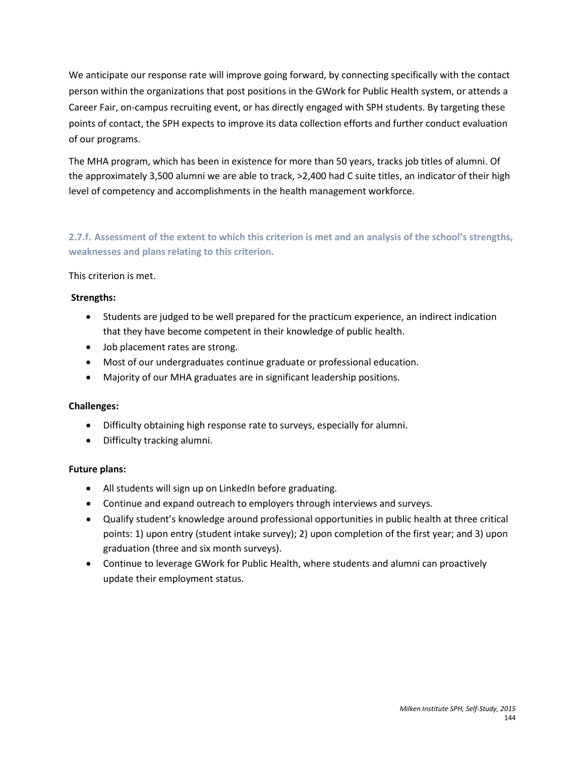We anticipate our response rate will improve going forward, by connecting specifically with the contact person within the organizations that post positions in the GWork for Public Health system, or attends a Career Fair, on-campus recruiting event, or has directly engaged with SPH students. By targeting these points of contact, the SPH expects to improve its data collection efforts and further conduct evaluation of our programs.

The MHA program, which has been in existence for more than 50 years, tracks job titles of alumni. Of the approximately 3,500 alumni we are able to track, >2,400 had C suite titles, an indicator of their high level of competency and accomplishments in the health management workforce.

### 2.7.f. Assessment of the extent to which this criterion is met and an analysis of the school's strengths, weaknesses and plans relating to this criterion.

This criterion is met.

**Strengths:**

- Students are judged to be well prepared for the practicum experience, an indirect indication that they have become competent in their knowledge of public health.
- Job placement rates are strong.
- Most of our undergraduates continue graduate or professional education.
- Majority of our MHA graduates are in significant leadership positions.

**Challenges:**

- Difficulty obtaining high response rate to surveys, especially for alumni.
- Difficulty tracking alumni.

**Future plans:**

- All students will sign up on LinkedIn before graduating.
- Continue and expand outreach to employers through interviews and surveys.
- Qualify student's knowledge around professional opportunities in public health at three critical points: 1) upon entry (student intake survey); 2) upon completion of the first year; and 3) upon graduation (three and six month surveys).
- Continue to leverage GWork for Public Health, where students and alumni can proactively update their employment status.